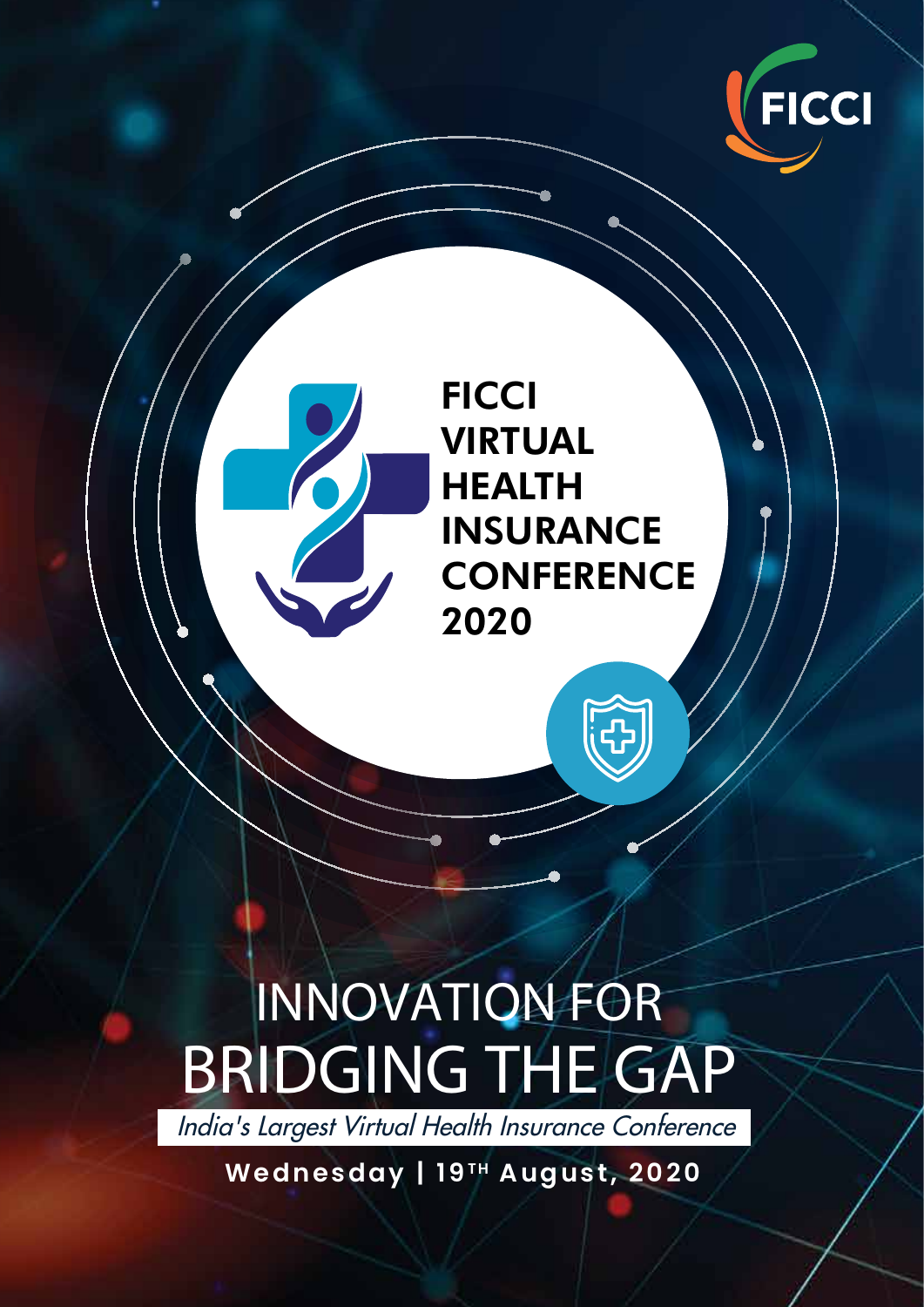FICCI

# FICCI VIRTUAL HEALTH INSURANCE CONFERENCE 2020

## INNOVATION FOR BRIDGING THE GAP

*India's Largest Virtual Health Insurance Conference*

**Wednesday | 19TH August, 2020**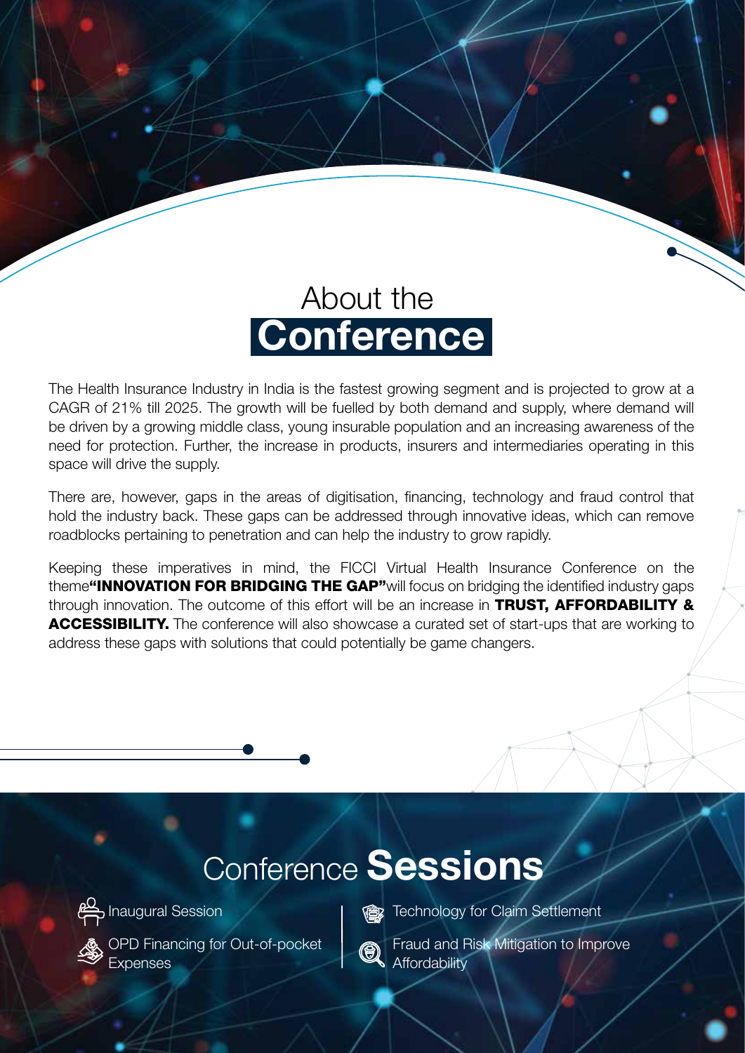# About the **Conference**

The Health Insurance Industry in India is the fastest growing segment and is projected to grow at a CAGR of 21% till 2025. The growth will be fuelled by both demand and supply, where demand will be driven by a growing middle class, young insurable population and an increasing awareness of the need for protection. Further, the increase in products, insurers and intermediaries operating in this space will drive the supply.

There are, however, gaps in the areas of digitisation, financing, technology and fraud control that hold the industry back. These gaps can be addressed through innovative ideas, which can remove roadblocks pertaining to penetration and can help the industry to grow rapidly.

Keeping these imperatives in mind, the FICCI Virtual Health Insurance Conference on the theme**"INNOVATION FOR BRIDGING THE GAP"**will focus on bridging the identified industry gaps through innovation. The outcome of this effort will be an increase in **TRUST, AFFORDABILITY & ACCESSIBILITY.** The conference will also showcase a curated set of start-ups that are working to address these gaps with solutions that could potentially be game changers.

## Conference **Sessions**

- Inaugural Session
- OPD Financing for Out-of-pocket Expenses
- Technology for Claim Settlement
- Fraud and Risk Mitigation to Improve Affordability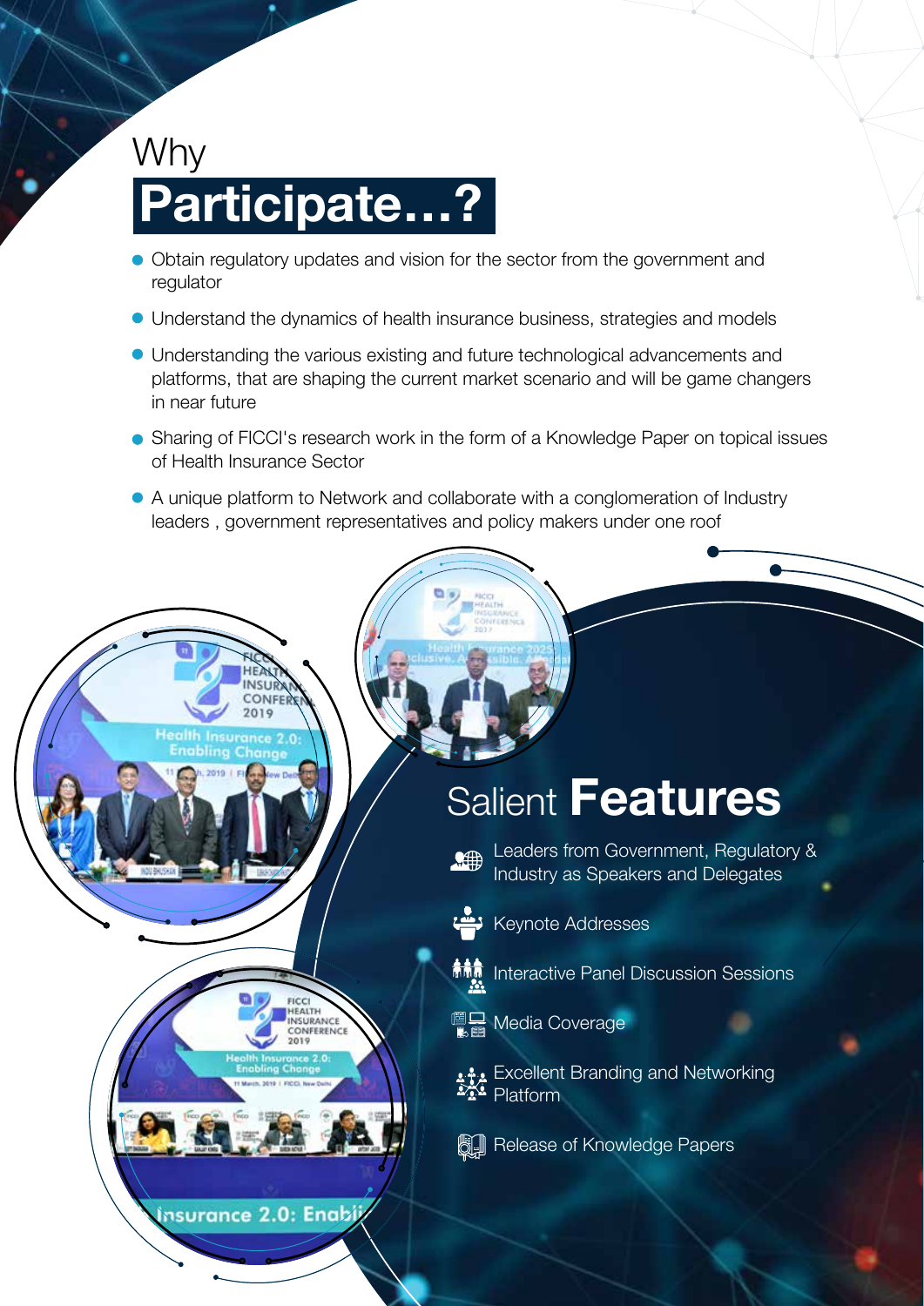# Why Participate...?

- Obtain regulatory updates and vision for the sector from the government and regulator
- Understand the dynamics of health insurance business, strategies and models
- Understanding the various existing and future technological advancements and platforms, that are shaping the current market scenario and will be game changers in near future
- Sharing of FICCI's research work in the form of a Knowledge Paper on topical issues of Health Insurance Sector
- A unique platform to Network and collaborate with a conglomeration of Industry leaders , government representatives and policy makers under one roof

## Salient Features

- Leaders from Government, Regulatory & Industry as Speakers and Delegates
- Keynote Addresses
- Interactive Panel Discussion Sessions
- Media Coverage
- Excellent Branding and Networking Platform
- Release of Knowledge Papers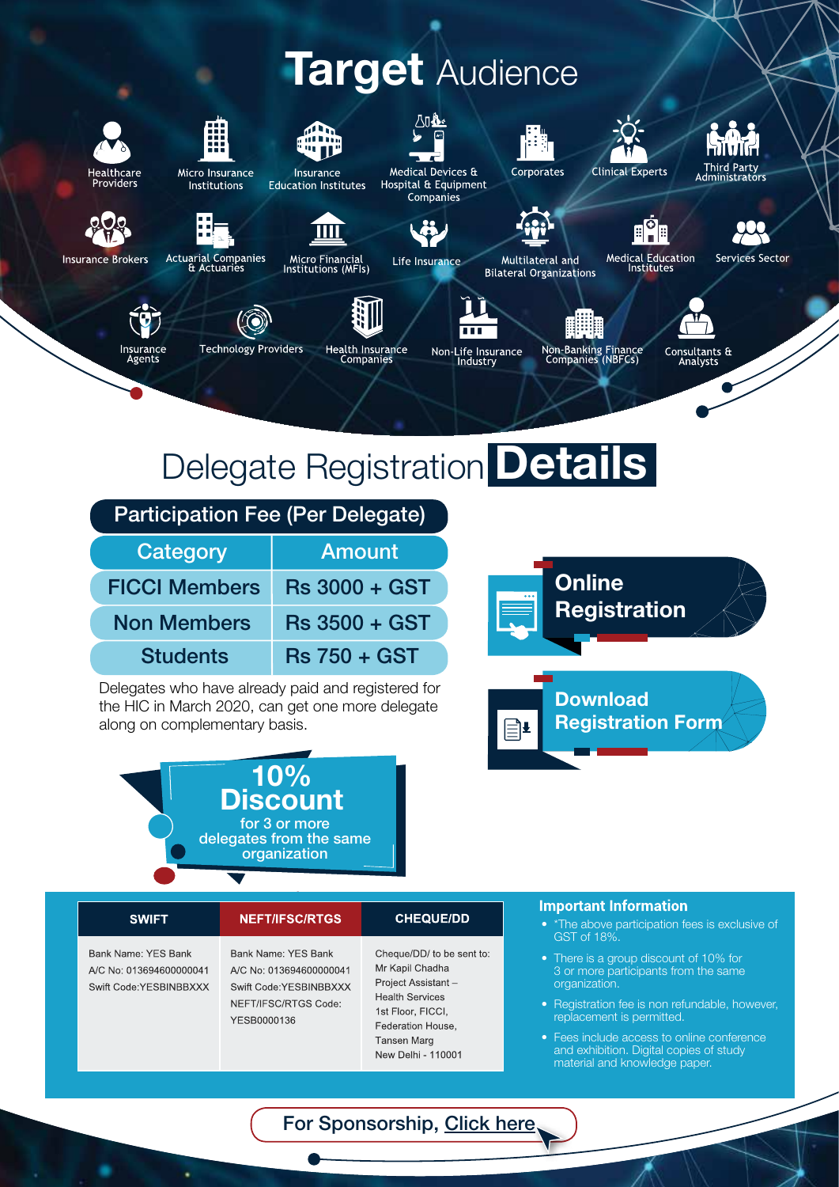# Target Audience

- Healthcare Providers
- Micro Insurance Institutions
- Insurance Education Institutes
- Medical Devices & Hospital & Equipment Companies
- Corporates
- Clinical Experts
- Third Party Administrators
- Insurance Brokers
- Actuarial Companies & Actuaries
- Micro Financial Institutions (MFIs)
- Life Insurance
- Multilateral and Bilateral Organizations
- Medical Education Institutes
- Services Sector
- Insurance Agents
- Technology Providers
- Health Insurance Companies
- Non-Life Insurance Industry
- Non-Banking Finance Companies (NBFCs)
- Consultants & Analysts

# Delegate Registration **Details**

**Participation Fee (Per Delegate)**

| Category | Amount |
| --- | --- |
| FICCI Members | Rs 3000 + GST |
| Non Members | Rs 3500 + GST |
| Students | Rs 750 + GST |

Delegates who have already paid and registered for the HIC in March 2020, can get one more delegate along on complementary basis.

**Online Registration**

**Download Registration Form**

**10% Discount** for 3 or more delegates from the same organization

| SWIFT | NEFT/IFSC/RTGS | CHEQUE/DD |
| --- | --- | --- |
| Bank Name: YES Bank<br>A/C No: 013694600000041<br>Swift Code:YESBINBBXXX | Bank Name: YES Bank<br>A/C No: 013694600000041<br>Swift Code:YESBINBBXXX<br>NEFT/IFSC/RTGS Code: YESB0000136 | Cheque/DD/ to be sent to:<br>Mr Kapil Chadha<br>Project Assistant –<br>Health Services<br>1st Floor, FICCI,<br>Federation House,<br>Tansen Marg<br>New Delhi - 110001 |

### Important Information

- *The above participation fees is exclusive of GST of 18%.
- There is a group discount of 10% for 3 or more participants from the same organization.
- Registration fee is non refundable, however, replacement is permitted.
- Fees include access to online conference and exhibition. Digital copies of study material and knowledge paper.

For Sponsorship, Click here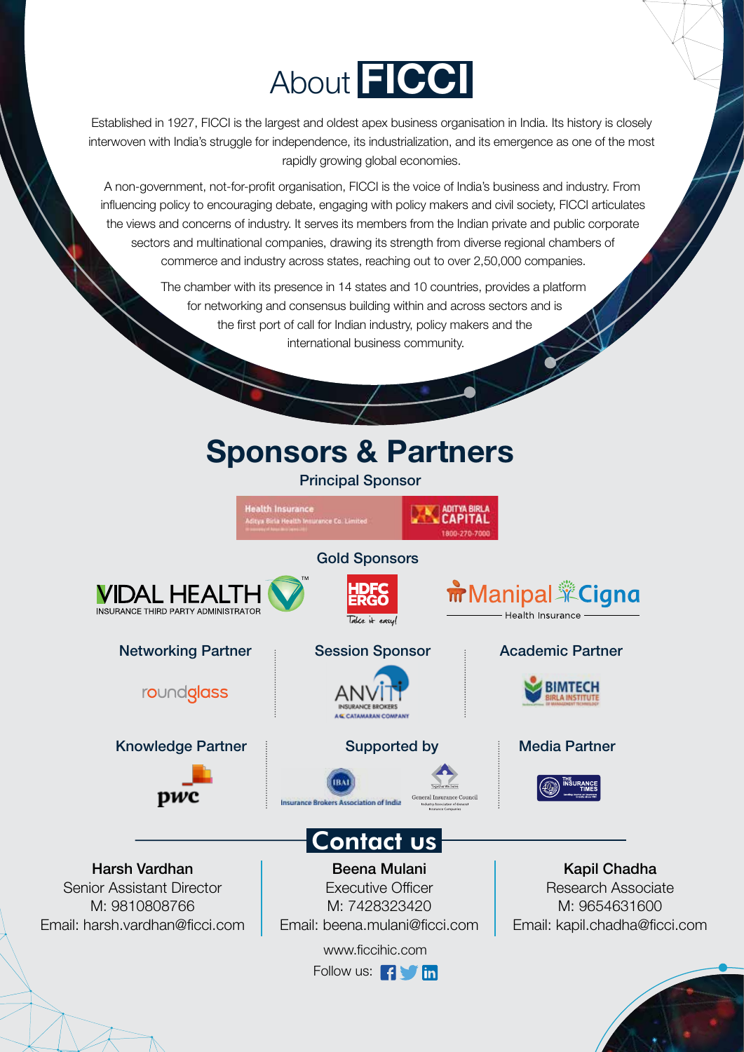# About FICCI

Established in 1927, FICCI is the largest and oldest apex business organisation in India. Its history is closely interwoven with India's struggle for independence, its industrialization, and its emergence as one of the most rapidly growing global economies.

A non-government, not-for-profit organisation, FICCI is the voice of India's business and industry. From influencing policy to encouraging debate, engaging with policy makers and civil society, FICCI articulates the views and concerns of industry. It serves its members from the Indian private and public corporate sectors and multinational companies, drawing its strength from diverse regional chambers of commerce and industry across states, reaching out to over 2,50,000 companies.

The chamber with its presence in 14 states and 10 countries, provides a platform for networking and consensus building within and across sectors and is the first port of call for Indian industry, policy makers and the international business community.

# Sponsors & Partners

### Principal Sponsor

Health Insurance
Aditya Birla Health Insurance Co. Limited
ADITYA BIRLA CAPITAL
1800-270-7000

### Gold Sponsors

VIDAL HEALTH
INSURANCE THIRD PARTY ADMINISTRATOR

HDFC ERGO
Take it easy!

Manipal Cigna
Health Insurance

### Networking Partner

roundglass

### Session Sponsor

ANVITI
INSURANCE BROKERS
A CATAMARAN COMPANY

### Academic Partner

BIMTECH
BIRLA INSTITUTE OF MANAGEMENT TECHNOLOGY

### Knowledge Partner

pwc

### Supported by

IBAI
Insurance Brokers Association of India

General Insurance Council

### Media Partner

THE INSURANCE TIMES

## Contact us

**Harsh Vardhan**
Senior Assistant Director
M: 9810808766
Email: harsh.vardhan@ficci.com

**Beena Mulani**
Executive Officer
M: 7428323420
Email: beena.mulani@ficci.com

**Kapil Chadha**
Research Associate
M: 9654631600
Email: kapil.chadha@ficci.com

www.ficcihic.com

Follow us: